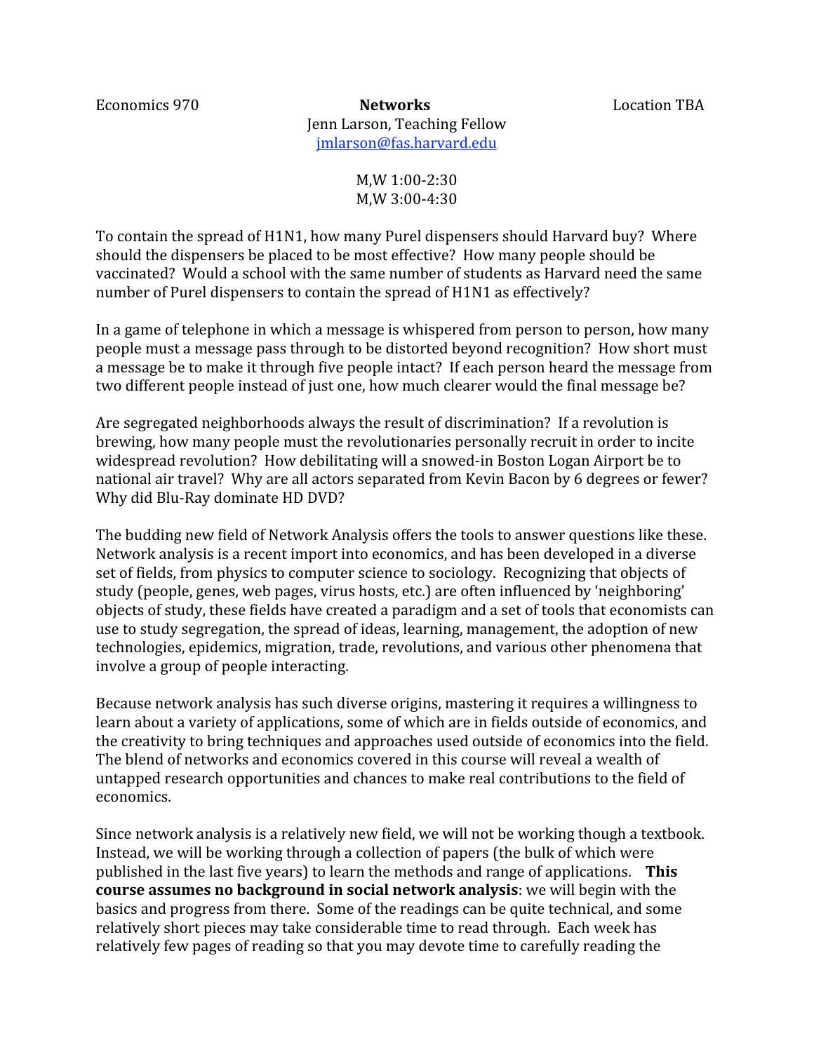Economics 970 **Networks** Location TBA

Jenn Larson, Teaching Fellow
jmlarson@fas.harvard.edu

M,W 1:00-2:30
M,W 3:00-4:30

To contain the spread of H1N1, how many Purel dispensers should Harvard buy? Where should the dispensers be placed to be most effective? How many people should be vaccinated? Would a school with the same number of students as Harvard need the same number of Purel dispensers to contain the spread of H1N1 as effectively?

In a game of telephone in which a message is whispered from person to person, how many people must a message pass through to be distorted beyond recognition? How short must a message be to make it through five people intact? If each person heard the message from two different people instead of just one, how much clearer would the final message be?

Are segregated neighborhoods always the result of discrimination? If a revolution is brewing, how many people must the revolutionaries personally recruit in order to incite widespread revolution? How debilitating will a snowed-in Boston Logan Airport be to national air travel? Why are all actors separated from Kevin Bacon by 6 degrees or fewer? Why did Blu-Ray dominate HD DVD?

The budding new field of Network Analysis offers the tools to answer questions like these. Network analysis is a recent import into economics, and has been developed in a diverse set of fields, from physics to computer science to sociology. Recognizing that objects of study (people, genes, web pages, virus hosts, etc.) are often influenced by 'neighboring' objects of study, these fields have created a paradigm and a set of tools that economists can use to study segregation, the spread of ideas, learning, management, the adoption of new technologies, epidemics, migration, trade, revolutions, and various other phenomena that involve a group of people interacting.

Because network analysis has such diverse origins, mastering it requires a willingness to learn about a variety of applications, some of which are in fields outside of economics, and the creativity to bring techniques and approaches used outside of economics into the field. The blend of networks and economics covered in this course will reveal a wealth of untapped research opportunities and chances to make real contributions to the field of economics.

Since network analysis is a relatively new field, we will not be working though a textbook. Instead, we will be working through a collection of papers (the bulk of which were published in the last five years) to learn the methods and range of applications. **This course assumes no background in social network analysis**: we will begin with the basics and progress from there. Some of the readings can be quite technical, and some relatively short pieces may take considerable time to read through. Each week has relatively few pages of reading so that you may devote time to carefully reading the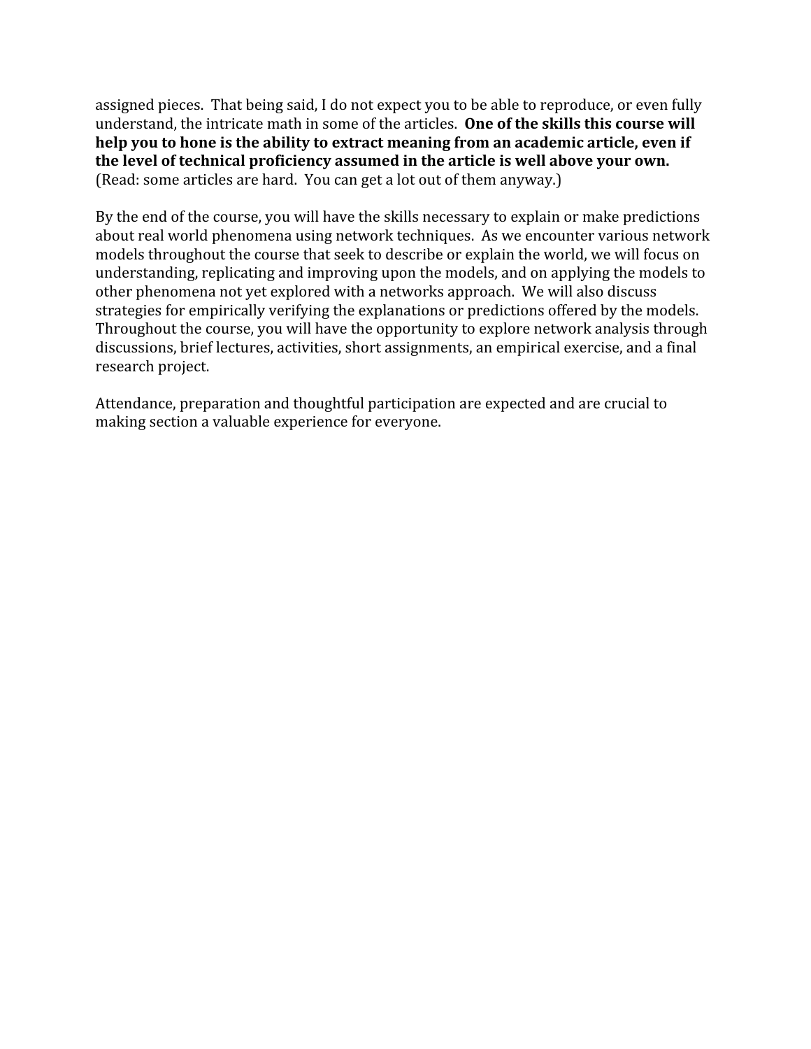assigned pieces. That being said, I do not expect you to be able to reproduce, or even fully understand, the intricate math in some of the articles. **One of the skills this course will help you to hone is the ability to extract meaning from an academic article, even if the level of technical proficiency assumed in the article is well above your own.** (Read: some articles are hard. You can get a lot out of them anyway.)

By the end of the course, you will have the skills necessary to explain or make predictions about real world phenomena using network techniques. As we encounter various network models throughout the course that seek to describe or explain the world, we will focus on understanding, replicating and improving upon the models, and on applying the models to other phenomena not yet explored with a networks approach. We will also discuss strategies for empirically verifying the explanations or predictions offered by the models. Throughout the course, you will have the opportunity to explore network analysis through discussions, brief lectures, activities, short assignments, an empirical exercise, and a final research project.

Attendance, preparation and thoughtful participation are expected and are crucial to making section a valuable experience for everyone.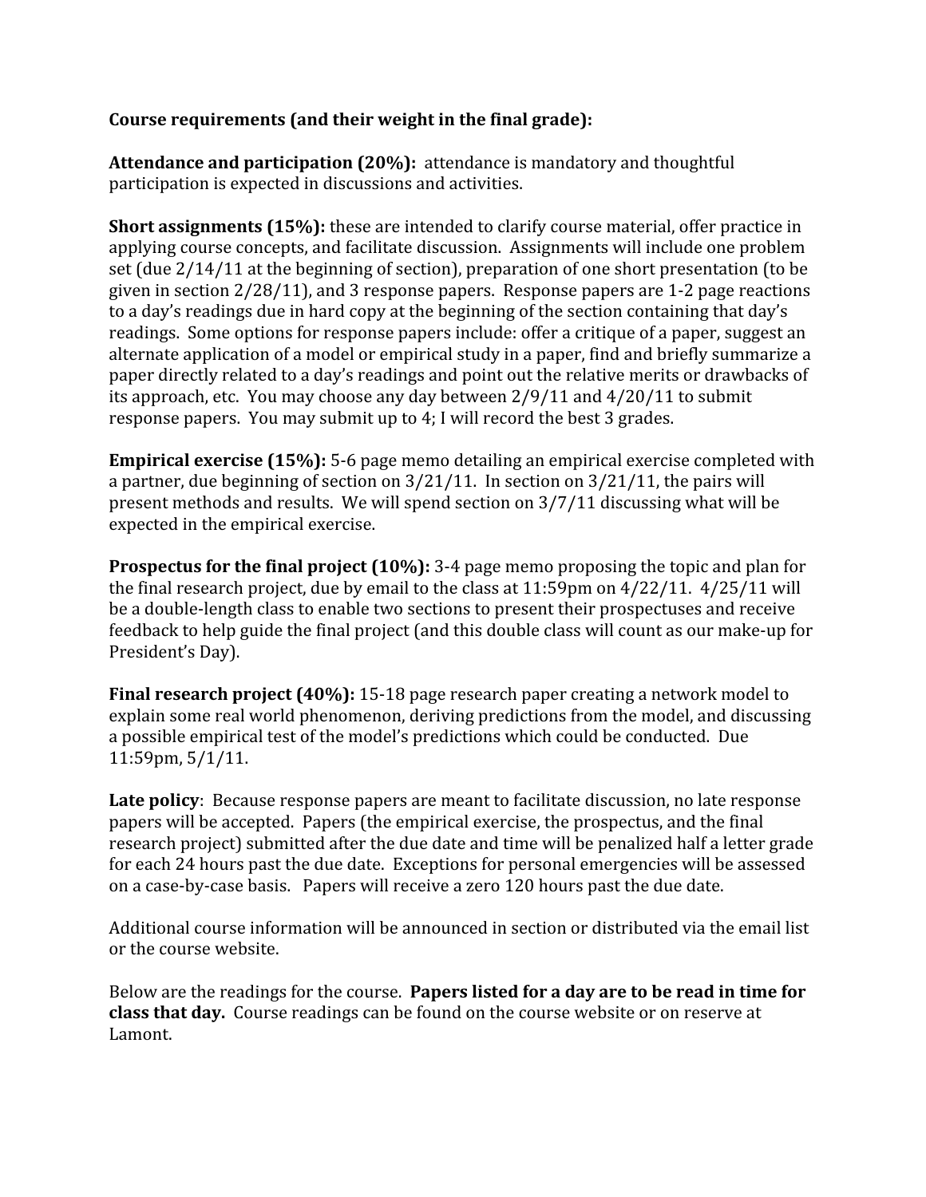**Course requirements (and their weight in the final grade):**

**Attendance and participation (20%):** attendance is mandatory and thoughtful participation is expected in discussions and activities.

**Short assignments (15%):** these are intended to clarify course material, offer practice in applying course concepts, and facilitate discussion. Assignments will include one problem set (due 2/14/11 at the beginning of section), preparation of one short presentation (to be given in section 2/28/11), and 3 response papers. Response papers are 1-2 page reactions to a day's readings due in hard copy at the beginning of the section containing that day's readings. Some options for response papers include: offer a critique of a paper, suggest an alternate application of a model or empirical study in a paper, find and briefly summarize a paper directly related to a day's readings and point out the relative merits or drawbacks of its approach, etc. You may choose any day between 2/9/11 and 4/20/11 to submit response papers. You may submit up to 4; I will record the best 3 grades.

**Empirical exercise (15%):** 5-6 page memo detailing an empirical exercise completed with a partner, due beginning of section on 3/21/11. In section on 3/21/11, the pairs will present methods and results. We will spend section on 3/7/11 discussing what will be expected in the empirical exercise.

**Prospectus for the final project (10%):** 3-4 page memo proposing the topic and plan for the final research project, due by email to the class at 11:59pm on 4/22/11. 4/25/11 will be a double-length class to enable two sections to present their prospectuses and receive feedback to help guide the final project (and this double class will count as our make-up for President's Day).

**Final research project (40%):** 15-18 page research paper creating a network model to explain some real world phenomenon, deriving predictions from the model, and discussing a possible empirical test of the model's predictions which could be conducted. Due 11:59pm, 5/1/11.

**Late policy**: Because response papers are meant to facilitate discussion, no late response papers will be accepted. Papers (the empirical exercise, the prospectus, and the final research project) submitted after the due date and time will be penalized half a letter grade for each 24 hours past the due date. Exceptions for personal emergencies will be assessed on a case-by-case basis. Papers will receive a zero 120 hours past the due date.

Additional course information will be announced in section or distributed via the email list or the course website.

Below are the readings for the course. **Papers listed for a day are to be read in time for class that day.** Course readings can be found on the course website or on reserve at Lamont.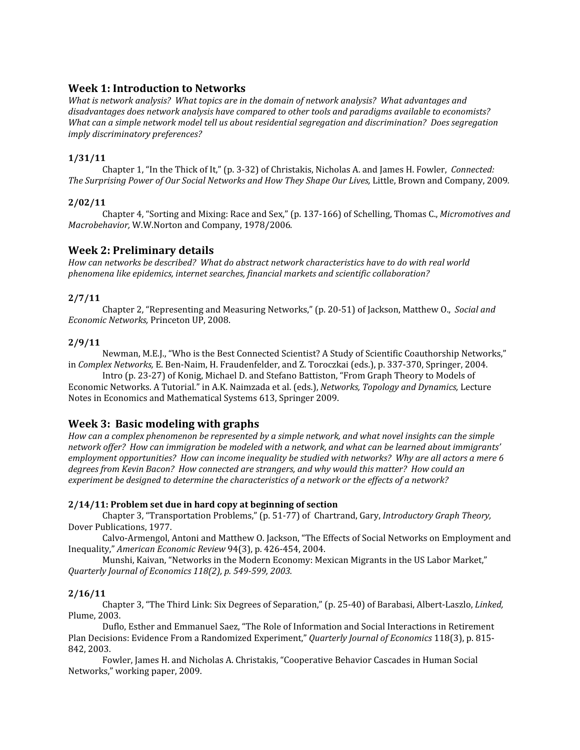## Week 1: Introduction to Networks

*What is network analysis? What topics are in the domain of network analysis? What advantages and disadvantages does network analysis have compared to other tools and paradigms available to economists? What can a simple network model tell us about residential segregation and discrimination? Does segregation imply discriminatory preferences?*

### 1/31/11

Chapter 1, "In the Thick of It," (p. 3-32) of Christakis, Nicholas A. and James H. Fowler, *Connected: The Surprising Power of Our Social Networks and How They Shape Our Lives,* Little, Brown and Company, 2009*.*

### 2/02/11

Chapter 4, "Sorting and Mixing: Race and Sex," (p. 137-166) of Schelling, Thomas C., *Micromotives and Macrobehavior,* W.W.Norton and Company, 1978/2006*.*

## Week 2: Preliminary details

*How can networks be described? What do abstract network characteristics have to do with real world phenomena like epidemics, internet searches, financial markets and scientific collaboration?*

### 2/7/11

Chapter 2, "Representing and Measuring Networks," (p. 20-51) of Jackson, Matthew O., *Social and Economic Networks,* Princeton UP, 2008.

### 2/9/11

Newman, M.E.J., "Who is the Best Connected Scientist? A Study of Scientific Coauthorship Networks," in *Complex Networks,* E. Ben-Naim, H. Fraudenfelder, and Z. Toroczkai (eds.), p. 337-370, Springer, 2004.

Intro (p. 23-27) of Konig, Michael D. and Stefano Battiston, "From Graph Theory to Models of Economic Networks. A Tutorial." in A.K. Naimzada et al. (eds.), *Networks, Topology and Dynamics,* Lecture Notes in Economics and Mathematical Systems 613, Springer 2009.

## Week 3: Basic modeling with graphs

*How can a complex phenomenon be represented by a simple network, and what novel insights can the simple network offer? How can immigration be modeled with a network, and what can be learned about immigrants' employment opportunities? How can income inequality be studied with networks? Why are all actors a mere 6 degrees from Kevin Bacon? How connected are strangers, and why would this matter? How could an experiment be designed to determine the characteristics of a network or the effects of a network?*

### 2/14/11: Problem set due in hard copy at beginning of section

Chapter 3, "Transportation Problems," (p. 51-77) of Chartrand, Gary, *Introductory Graph Theory,* Dover Publications, 1977.

Calvo-Armengol, Antoni and Matthew O. Jackson, "The Effects of Social Networks on Employment and Inequality," *American Economic Review* 94(3), p. 426-454, 2004.

Munshi, Kaivan, "Networks in the Modern Economy: Mexican Migrants in the US Labor Market," *Quarterly Journal of Economics 118(2), p. 549-599, 2003.*

### 2/16/11

Chapter 3, "The Third Link: Six Degrees of Separation," (p. 25-40) of Barabasi, Albert-Laszlo, *Linked,* Plume, 2003.

Duflo, Esther and Emmanuel Saez, "The Role of Information and Social Interactions in Retirement Plan Decisions: Evidence From a Randomized Experiment," *Quarterly Journal of Economics* 118(3), p. 815-842, 2003.

Fowler, James H. and Nicholas A. Christakis, "Cooperative Behavior Cascades in Human Social Networks," working paper, 2009.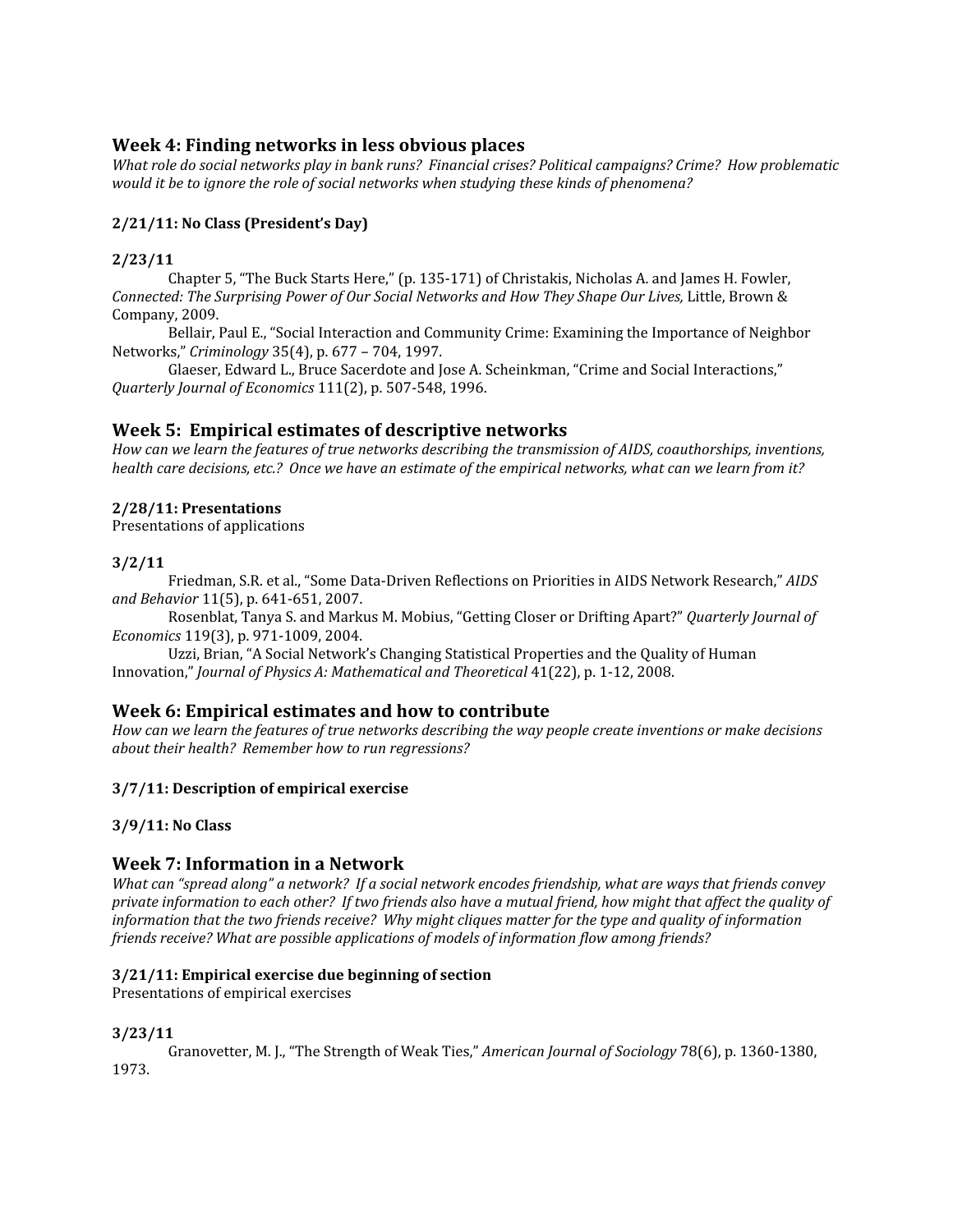## Week 4: Finding networks in less obvious places

*What role do social networks play in bank runs? Financial crises? Political campaigns? Crime? How problematic would it be to ignore the role of social networks when studying these kinds of phenomena?*

**2/21/11: No Class (President's Day)**

**2/23/11**

Chapter 5, "The Buck Starts Here," (p. 135-171) of Christakis, Nicholas A. and James H. Fowler, *Connected: The Surprising Power of Our Social Networks and How They Shape Our Lives,* Little, Brown & Company, 2009.

Bellair, Paul E., "Social Interaction and Community Crime: Examining the Importance of Neighbor Networks," *Criminology* 35(4), p. 677 – 704, 1997.

Glaeser, Edward L., Bruce Sacerdote and Jose A. Scheinkman, "Crime and Social Interactions," *Quarterly Journal of Economics* 111(2), p. 507-548, 1996.

## Week 5: Empirical estimates of descriptive networks

*How can we learn the features of true networks describing the transmission of AIDS, coauthorships, inventions, health care decisions, etc.? Once we have an estimate of the empirical networks, what can we learn from it?*

**2/28/11: Presentations**

Presentations of applications

**3/2/11**

Friedman, S.R. et al., "Some Data-Driven Reflections on Priorities in AIDS Network Research," *AIDS and Behavior* 11(5), p. 641-651, 2007.

Rosenblat, Tanya S. and Markus M. Mobius, "Getting Closer or Drifting Apart?" *Quarterly Journal of Economics* 119(3), p. 971-1009, 2004.

Uzzi, Brian, "A Social Network's Changing Statistical Properties and the Quality of Human Innovation," *Journal of Physics A: Mathematical and Theoretical* 41(22), p. 1-12, 2008.

## Week 6: Empirical estimates and how to contribute

*How can we learn the features of true networks describing the way people create inventions or make decisions about their health? Remember how to run regressions?*

**3/7/11: Description of empirical exercise**

**3/9/11: No Class**

## Week 7: Information in a Network

*What can "spread along" a network? If a social network encodes friendship, what are ways that friends convey private information to each other? If two friends also have a mutual friend, how might that affect the quality of information that the two friends receive? Why might cliques matter for the type and quality of information friends receive? What are possible applications of models of information flow among friends?*

**3/21/11: Empirical exercise due beginning of section**

Presentations of empirical exercises

**3/23/11**

Granovetter, M. J., "The Strength of Weak Ties," *American Journal of Sociology* 78(6), p. 1360-1380, 1973.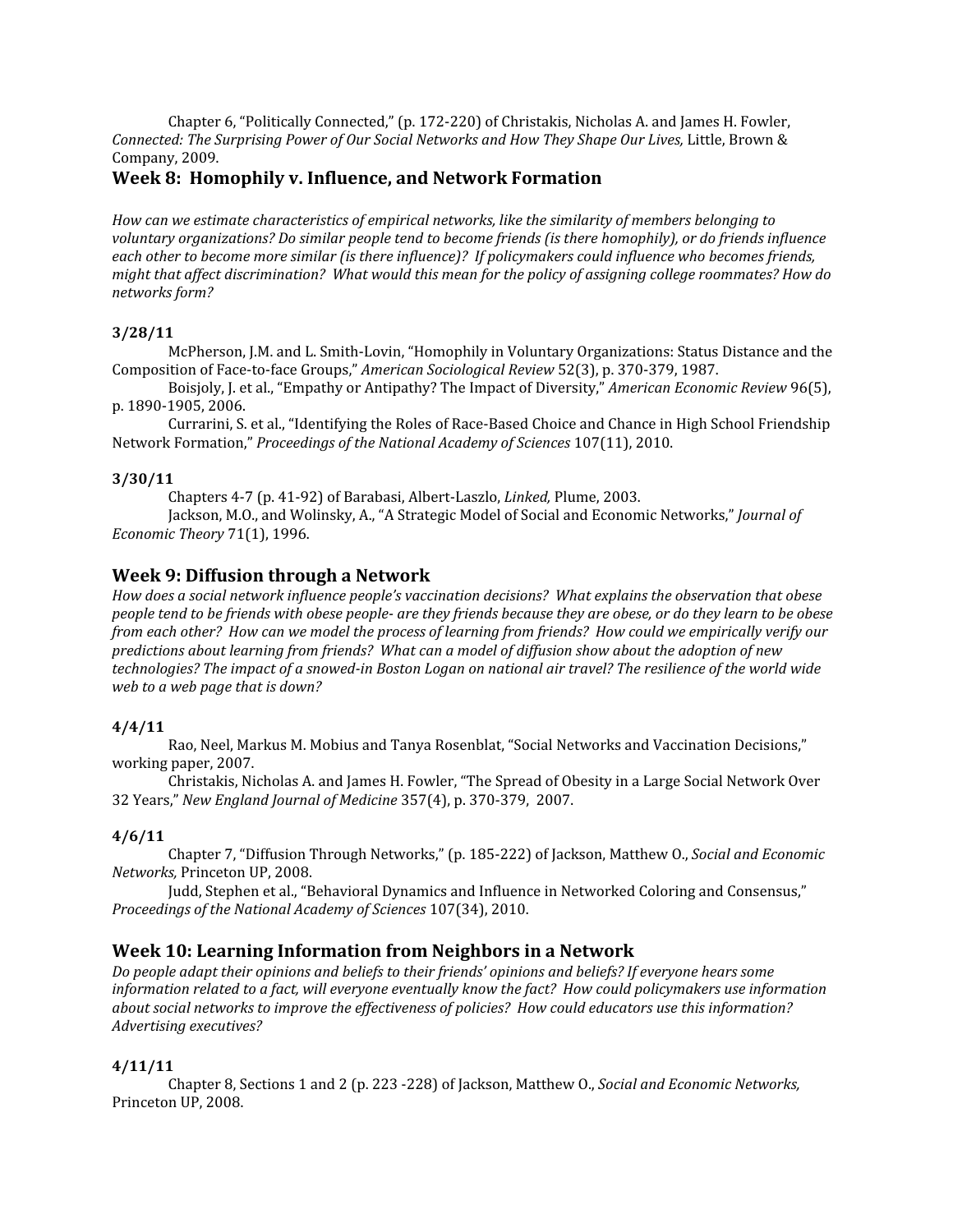Chapter 6, "Politically Connected," (p. 172-220) of Christakis, Nicholas A. and James H. Fowler, *Connected: The Surprising Power of Our Social Networks and How They Shape Our Lives,* Little, Brown & Company, 2009.

## Week 8: Homophily v. Influence, and Network Formation

*How can we estimate characteristics of empirical networks, like the similarity of members belonging to voluntary organizations? Do similar people tend to become friends (is there homophily), or do friends influence each other to become more similar (is there influence)? If policymakers could influence who becomes friends, might that affect discrimination? What would this mean for the policy of assigning college roommates? How do networks form?*

**3/28/11**

McPherson, J.M. and L. Smith-Lovin, "Homophily in Voluntary Organizations: Status Distance and the Composition of Face-to-face Groups," *American Sociological Review* 52(3), p. 370-379, 1987.

Boisjoly, J. et al., "Empathy or Antipathy? The Impact of Diversity," *American Economic Review* 96(5), p. 1890-1905, 2006.

Currarini, S. et al., "Identifying the Roles of Race-Based Choice and Chance in High School Friendship Network Formation," *Proceedings of the National Academy of Sciences* 107(11), 2010.

**3/30/11**

Chapters 4-7 (p. 41-92) of Barabasi, Albert-Laszlo, *Linked,* Plume, 2003.

Jackson, M.O., and Wolinsky, A., "A Strategic Model of Social and Economic Networks," *Journal of Economic Theory* 71(1), 1996.

## Week 9: Diffusion through a Network

*How does a social network influence people's vaccination decisions? What explains the observation that obese people tend to be friends with obese people- are they friends because they are obese, or do they learn to be obese from each other? How can we model the process of learning from friends? How could we empirically verify our predictions about learning from friends? What can a model of diffusion show about the adoption of new technologies? The impact of a snowed-in Boston Logan on national air travel? The resilience of the world wide web to a web page that is down?*

**4/4/11**

Rao, Neel, Markus M. Mobius and Tanya Rosenblat, "Social Networks and Vaccination Decisions," working paper, 2007.

Christakis, Nicholas A. and James H. Fowler, "The Spread of Obesity in a Large Social Network Over 32 Years," *New England Journal of Medicine* 357(4), p. 370-379, 2007.

**4/6/11**

Chapter 7, "Diffusion Through Networks," (p. 185-222) of Jackson, Matthew O., *Social and Economic Networks,* Princeton UP, 2008.

Judd, Stephen et al., "Behavioral Dynamics and Influence in Networked Coloring and Consensus," *Proceedings of the National Academy of Sciences* 107(34), 2010.

## Week 10: Learning Information from Neighbors in a Network

*Do people adapt their opinions and beliefs to their friends' opinions and beliefs? If everyone hears some information related to a fact, will everyone eventually know the fact? How could policymakers use information about social networks to improve the effectiveness of policies? How could educators use this information? Advertising executives?*

**4/11/11**

Chapter 8, Sections 1 and 2 (p. 223 -228) of Jackson, Matthew O., *Social and Economic Networks,* Princeton UP, 2008.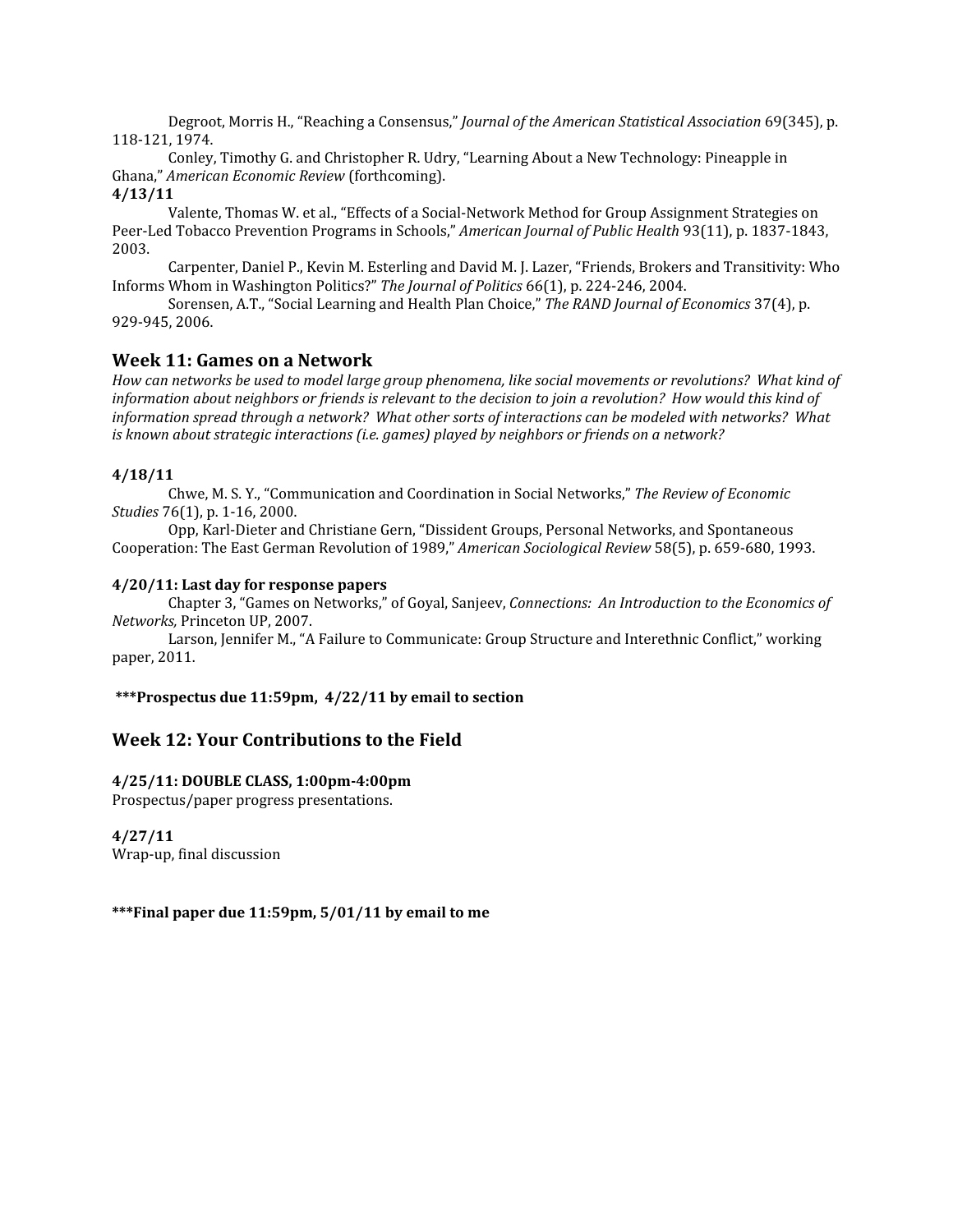Degroot, Morris H., "Reaching a Consensus," *Journal of the American Statistical Association* 69(345), p. 118-121, 1974.

Conley, Timothy G. and Christopher R. Udry, "Learning About a New Technology: Pineapple in Ghana," *American Economic Review* (forthcoming).

**4/13/11**

Valente, Thomas W. et al., "Effects of a Social-Network Method for Group Assignment Strategies on Peer-Led Tobacco Prevention Programs in Schools," *American Journal of Public Health* 93(11), p. 1837-1843, 2003.

Carpenter, Daniel P., Kevin M. Esterling and David M. J. Lazer, "Friends, Brokers and Transitivity: Who Informs Whom in Washington Politics?" *The Journal of Politics* 66(1), p. 224-246, 2004.

Sorensen, A.T., "Social Learning and Health Plan Choice," *The RAND Journal of Economics* 37(4), p. 929-945, 2006.

## Week 11: Games on a Network

*How can networks be used to model large group phenomena, like social movements or revolutions? What kind of information about neighbors or friends is relevant to the decision to join a revolution? How would this kind of information spread through a network? What other sorts of interactions can be modeled with networks? What is known about strategic interactions (i.e. games) played by neighbors or friends on a network?*

**4/18/11**

Chwe, M. S. Y., "Communication and Coordination in Social Networks," *The Review of Economic Studies* 76(1), p. 1-16, 2000.

Opp, Karl-Dieter and Christiane Gern, "Dissident Groups, Personal Networks, and Spontaneous Cooperation: The East German Revolution of 1989," *American Sociological Review* 58(5), p. 659-680, 1993.

**4/20/11: Last day for response papers**

Chapter 3, "Games on Networks," of Goyal, Sanjeev, *Connections: An Introduction to the Economics of Networks,* Princeton UP, 2007.

Larson, Jennifer M., "A Failure to Communicate: Group Structure and Interethnic Conflict," working paper, 2011.

**\*\*\*Prospectus due 11:59pm, 4/22/11 by email to section**

## Week 12: Your Contributions to the Field

**4/25/11: DOUBLE CLASS, 1:00pm-4:00pm**

Prospectus/paper progress presentations.

**4/27/11**

Wrap-up, final discussion

**\*\*\*Final paper due 11:59pm, 5/01/11 by email to me**